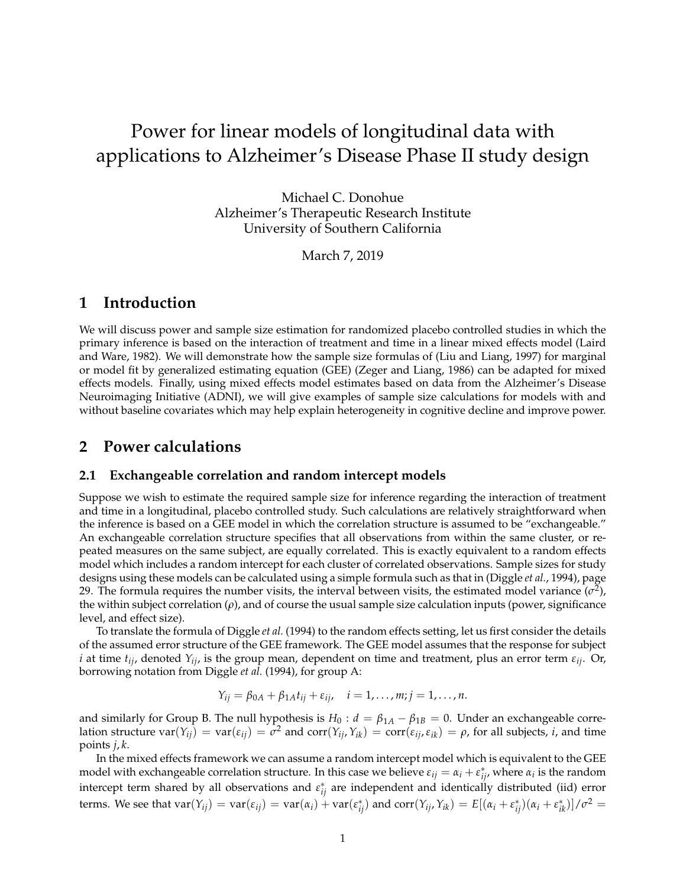# Power for linear models of longitudinal data with applications to Alzheimer's Disease Phase II study design

Michael C. Donohue
Alzheimer's Therapeutic Research Institute
University of Southern California

March 7, 2019

## 1 Introduction

We will discuss power and sample size estimation for randomized placebo controlled studies in which the primary inference is based on the interaction of treatment and time in a linear mixed effects model (Laird and Ware, 1982). We will demonstrate how the sample size formulas of (Liu and Liang, 1997) for marginal or model fit by generalized estimating equation (GEE) (Zeger and Liang, 1986) can be adapted for mixed effects models. Finally, using mixed effects model estimates based on data from the Alzheimer's Disease Neuroimaging Initiative (ADNI), we will give examples of sample size calculations for models with and without baseline covariates which may help explain heterogeneity in cognitive decline and improve power.

## 2 Power calculations

### 2.1 Exchangeable correlation and random intercept models

Suppose we wish to estimate the required sample size for inference regarding the interaction of treatment and time in a longitudinal, placebo controlled study. Such calculations are relatively straightforward when the inference is based on a GEE model in which the correlation structure is assumed to be "exchangeable." An exchangeable correlation structure specifies that all observations from within the same cluster, or repeated measures on the same subject, are equally correlated. This is exactly equivalent to a random effects model which includes a random intercept for each cluster of correlated observations. Sample sizes for study designs using these models can be calculated using a simple formula such as that in (Diggle *et al.*, 1994), page 29. The formula requires the number visits, the interval between visits, the estimated model variance ($\sigma^2$), the within subject correlation ($\rho$), and of course the usual sample size calculation inputs (power, significance level, and effect size).

To translate the formula of Diggle *et al.* (1994) to the random effects setting, let us first consider the details of the assumed error structure of the GEE framework. The GEE model assumes that the response for subject $i$ at time $t_{ij}$, denoted $Y_{ij}$, is the group mean, dependent on time and treatment, plus an error term $\varepsilon_{ij}$. Or, borrowing notation from Diggle *et al.* (1994), for group A:

$$Y_{ij} = \beta_{0A} + \beta_{1A} t_{ij} + \varepsilon_{ij}, \quad i = 1, \ldots, m; j = 1, \ldots, n.$$

and similarly for Group B. The null hypothesis is $H_0 : d = \beta_{1A} - \beta_{1B} = 0$. Under an exchangeable correlation structure $\text{var}(Y_{ij}) = \text{var}(\varepsilon_{ij}) = \sigma^2$ and $\text{corr}(Y_{ij}, Y_{ik}) = \text{corr}(\varepsilon_{ij}, \varepsilon_{ik}) = \rho$, for all subjects, $i$, and time points $j, k$.

In the mixed effects framework we can assume a random intercept model which is equivalent to the GEE model with exchangeable correlation structure. In this case we believe $\varepsilon_{ij} = \alpha_i + \varepsilon^*_{ij}$, where $\alpha_i$ is the random intercept term shared by all observations and $\varepsilon^*_{ij}$ are independent and identically distributed (iid) error terms. We see that $\text{var}(Y_{ij}) = \text{var}(\varepsilon_{ij}) = \text{var}(\alpha_i) + \text{var}(\varepsilon^*_{ij})$ and $\text{corr}(Y_{ij}, Y_{ik}) = E[(\alpha_i + \varepsilon^*_{ij})(\alpha_i + \varepsilon^*_{ik})]/\sigma^2 =$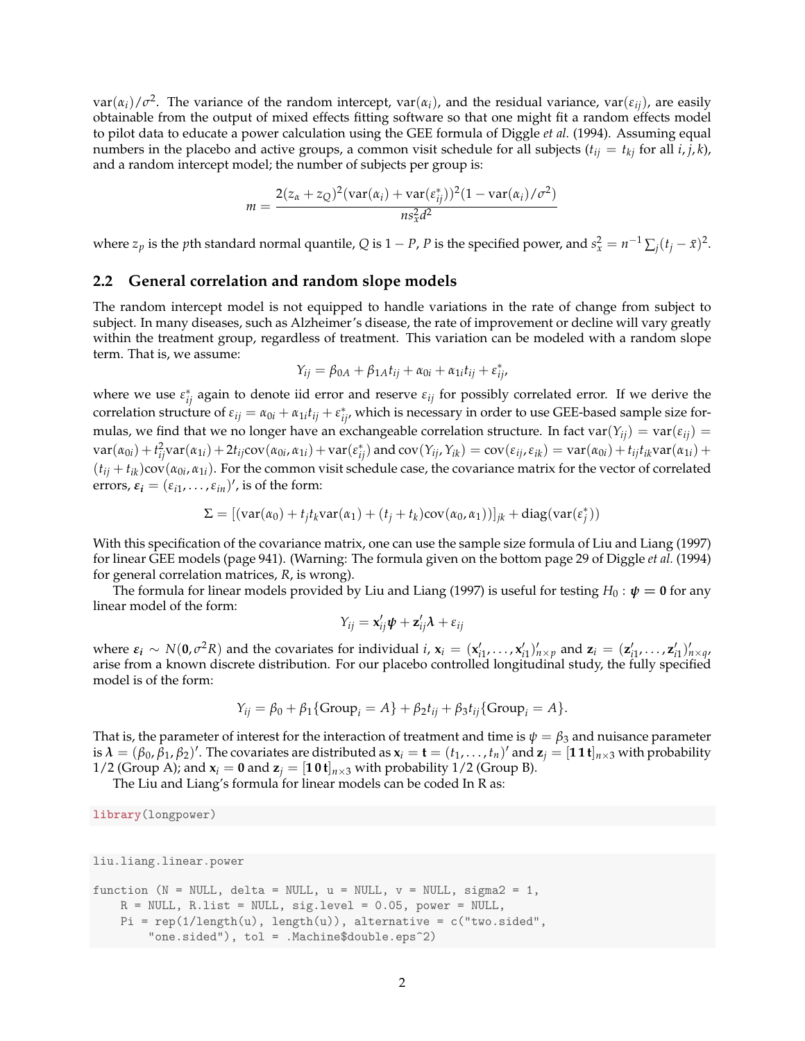$\text{var}(\alpha_i)/\sigma^2$. The variance of the random intercept, $\text{var}(\alpha_i)$, and the residual variance, $\text{var}(\varepsilon_{ij})$, are easily obtainable from the output of mixed effects fitting software so that one might fit a random effects model to pilot data to educate a power calculation using the GEE formula of Diggle *et al.* (1994). Assuming equal numbers in the placebo and active groups, a common visit schedule for all subjects ($t_{ij} = t_{kj}$ for all $i, j, k$), and a random intercept model; the number of subjects per group is:

$$m = \frac{2(z_\alpha + z_Q)^2(\text{var}(\alpha_i) + \text{var}(\varepsilon^*_{ij}))^2(1 - \text{var}(\alpha_i)/\sigma^2)}{ns_x^2 d^2}$$

where $z_p$ is the $p$th standard normal quantile, $Q$ is $1 - P$, $P$ is the specified power, and $s_x^2 = n^{-1}\sum_j (t_j - \bar{x})^2$.

## 2.2 General correlation and random slope models

The random intercept model is not equipped to handle variations in the rate of change from subject to subject. In many diseases, such as Alzheimer's disease, the rate of improvement or decline will vary greatly within the treatment group, regardless of treatment. This variation can be modeled with a random slope term. That is, we assume:

$$Y_{ij} = \beta_{0A} + \beta_{1A}t_{ij} + \alpha_{0i} + \alpha_{1i}t_{ij} + \varepsilon^*_{ij},$$

where we use $\varepsilon^*_{ij}$ again to denote iid error and reserve $\varepsilon_{ij}$ for possibly correlated error. If we derive the correlation structure of $\varepsilon_{ij} = \alpha_{0i} + \alpha_{1i}t_{ij} + \varepsilon^*_{ij}$, which is necessary in order to use GEE-based sample size formulas, we find that we no longer have an exchangeable correlation structure. In fact $\text{var}(Y_{ij}) = \text{var}(\varepsilon_{ij}) = \text{var}(\alpha_{0i}) + t_{ij}^2\text{var}(\alpha_{1i}) + 2t_{ij}\text{cov}(\alpha_{0i}, \alpha_{1i}) + \text{var}(\varepsilon^*_{ij})$ and $\text{cov}(Y_{ij}, Y_{ik}) = \text{cov}(\varepsilon_{ij}, \varepsilon_{ik}) = \text{var}(\alpha_{0i}) + t_{ij}t_{ik}\text{var}(\alpha_{1i}) + (t_{ij} + t_{ik})\text{cov}(\alpha_{0i}, \alpha_{1i})$. For the common visit schedule case, the covariance matrix for the vector of correlated errors, $\boldsymbol{\varepsilon_i} = (\varepsilon_{i1}, \ldots, \varepsilon_{in})'$, is of the form:

$$\Sigma = [(\text{var}(\alpha_0) + t_j t_k \text{var}(\alpha_1) + (t_j + t_k)\text{cov}(\alpha_0, \alpha_1))]_{jk} + \text{diag}(\text{var}(\varepsilon^*_j))$$

With this specification of the covariance matrix, one can use the sample size formula of Liu and Liang (1997) for linear GEE models (page 941). (Warning: The formula given on the bottom page 29 of Diggle *et al.* (1994) for general correlation matrices, $R$, is wrong).

The formula for linear models provided by Liu and Liang (1997) is useful for testing $H_0 : \boldsymbol{\psi} = \mathbf{0}$ for any linear model of the form:

$$Y_{ij} = \mathbf{x}'_{ij}\boldsymbol{\psi} + \mathbf{z}'_{ij}\boldsymbol{\lambda} + \varepsilon_{ij}$$

where $\boldsymbol{\varepsilon_i} \sim N(\mathbf{0}, \sigma^2 R)$ and the covariates for individual $i$, $\mathbf{x}_i = (\mathbf{x}'_{i1}, \ldots, \mathbf{x}'_{i1})'_{n\times p}$ and $\mathbf{z}_i = (\mathbf{z}'_{i1}, \ldots, \mathbf{z}'_{i1})'_{n\times q}$, arise from a known discrete distribution. For our placebo controlled longitudinal study, the fully specified model is of the form:

$$Y_{ij} = \beta_0 + \beta_1\{\text{Group}_i = A\} + \beta_2 t_{ij} + \beta_3 t_{ij}\{\text{Group}_i = A\}.$$

That is, the parameter of interest for the interaction of treatment and time is $\psi = \beta_3$ and nuisance parameter is $\boldsymbol{\lambda} = (\beta_0, \beta_1, \beta_2)'$. The covariates are distributed as $\mathbf{x}_i = \mathbf{t} = (t_1, \ldots, t_n)'$ and $\mathbf{z}_j = [\mathbf{1}\,\mathbf{1}\,\mathbf{t}]_{n\times 3}$ with probability 1/2 (Group A); and $\mathbf{x}_i = \mathbf{0}$ and $\mathbf{z}_j = [\mathbf{1}\,\mathbf{0}\,\mathbf{t}]_{n\times 3}$ with probability 1/2 (Group B).

The Liu and Liang's formula for linear models can be coded In R as:

```
library(longpower)
```

```
liu.liang.linear.power

function (N = NULL, delta = NULL, u = NULL, v = NULL, sigma2 = 1,
    R = NULL, R.list = NULL, sig.level = 0.05, power = NULL,
    Pi = rep(1/length(u), length(u)), alternative = c("two.sided",
        "one.sided"), tol = .Machine$double.eps^2)
```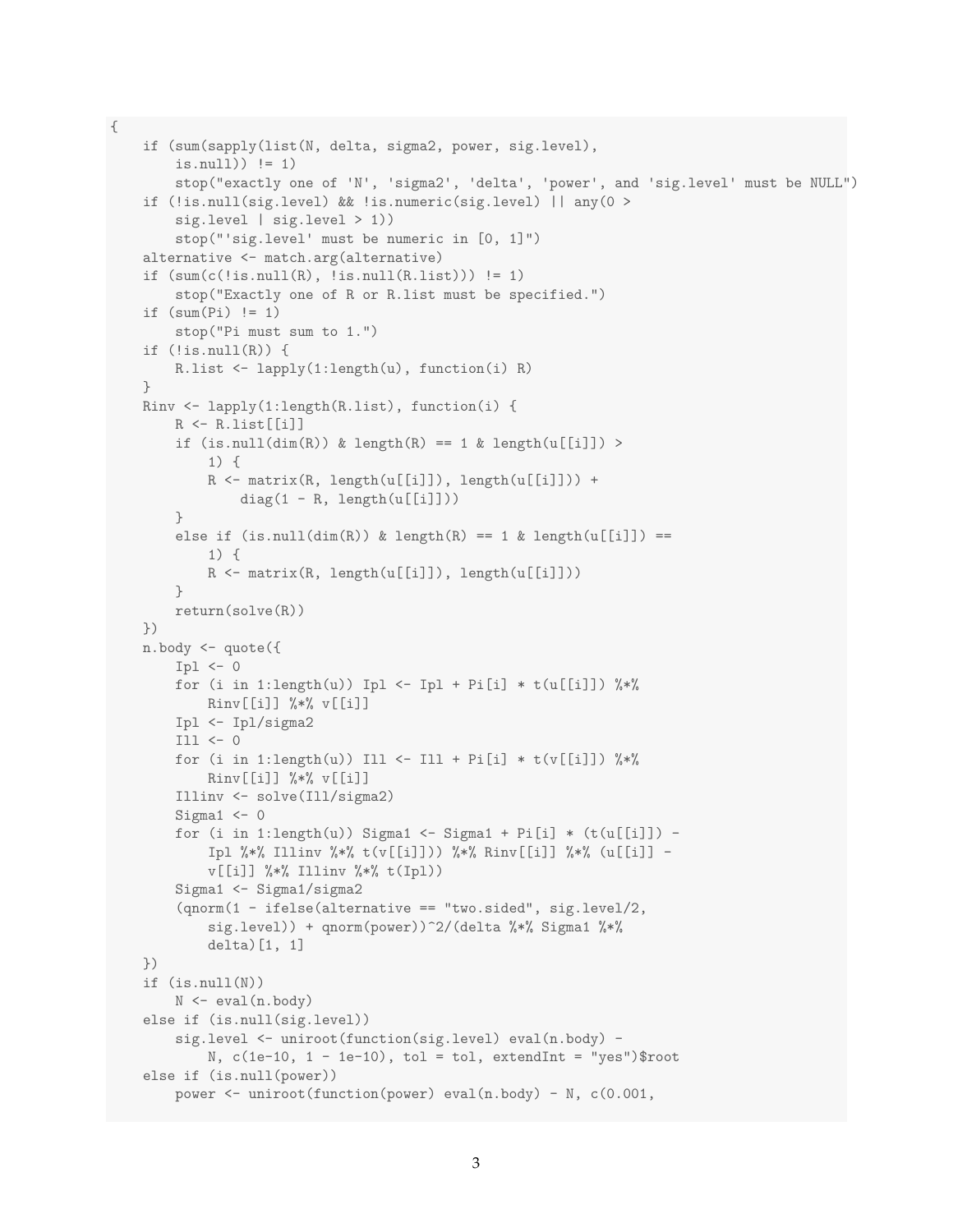```
{
    if (sum(sapply(list(N, delta, sigma2, power, sig.level),
        is.null)) != 1)
        stop("exactly one of 'N', 'sigma2', 'delta', 'power', and 'sig.level' must be NULL")
    if (!is.null(sig.level) && !is.numeric(sig.level) || any(0 >
        sig.level | sig.level > 1))
        stop("'sig.level' must be numeric in [0, 1]")
    alternative <- match.arg(alternative)
    if (sum(c(!is.null(R), !is.null(R.list))) != 1)
        stop("Exactly one of R or R.list must be specified.")
    if (sum(Pi) != 1)
        stop("Pi must sum to 1.")
    if (!is.null(R)) {
        R.list <- lapply(1:length(u), function(i) R)
    }
    Rinv <- lapply(1:length(R.list), function(i) {
        R <- R.list[[i]]
        if (is.null(dim(R)) & length(R) == 1 & length(u[[i]]) >
            1) {
            R <- matrix(R, length(u[[i]]), length(u[[i]])) +
                diag(1 - R, length(u[[i]]))
        }
        else if (is.null(dim(R)) & length(R) == 1 & length(u[[i]]) ==
            1) {
            R <- matrix(R, length(u[[i]]), length(u[[i]]))
        }
        return(solve(R))
    })
    n.body <- quote({
        Ipl <- 0
        for (i in 1:length(u)) Ipl <- Ipl + Pi[i] * t(u[[i]]) %*%
            Rinv[[i]] %*% v[[i]]
        Ipl <- Ipl/sigma2
        Ill <- 0
        for (i in 1:length(u)) Ill <- Ill + Pi[i] * t(v[[i]]) %*%
            Rinv[[i]] %*% v[[i]]
        Illinv <- solve(Ill/sigma2)
        Sigma1 <- 0
        for (i in 1:length(u)) Sigma1 <- Sigma1 + Pi[i] * (t(u[[i]]) -
            Ipl %*% Illinv %*% t(v[[i]])) %*% Rinv[[i]] %*% (u[[i]] -
            v[[i]] %*% Illinv %*% t(Ipl))
        Sigma1 <- Sigma1/sigma2
        (qnorm(1 - ifelse(alternative == "two.sided", sig.level/2,
            sig.level)) + qnorm(power))^2/(delta %*% Sigma1 %*%
            delta)[1, 1]
    })
    if (is.null(N))
        N <- eval(n.body)
    else if (is.null(sig.level))
        sig.level <- uniroot(function(sig.level) eval(n.body) -
            N, c(1e-10, 1 - 1e-10), tol = tol, extendInt = "yes")$root
    else if (is.null(power))
        power <- uniroot(function(power) eval(n.body) - N, c(0.001,
```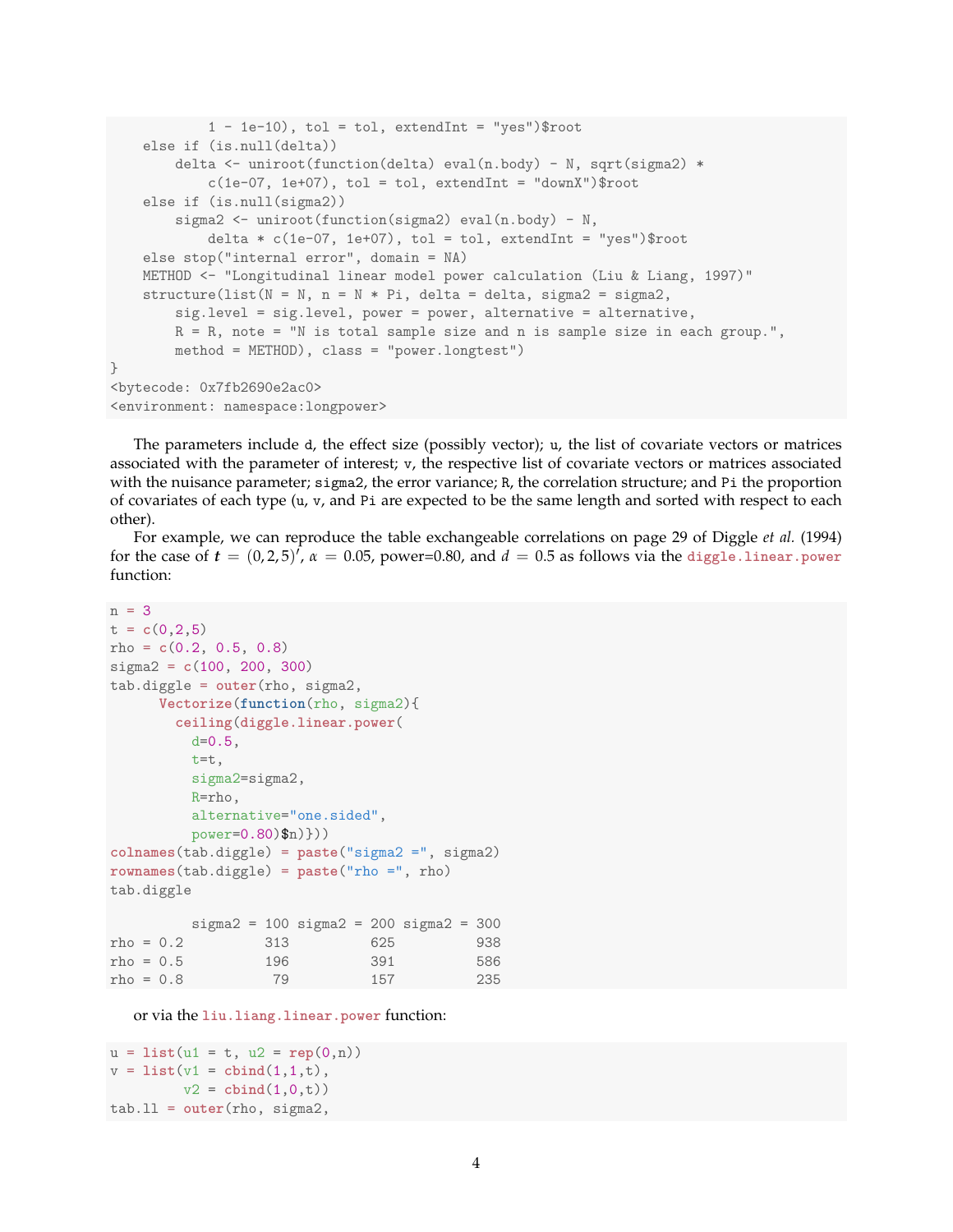```
            1 - 1e-10), tol = tol, extendInt = "yes")$root
    else if (is.null(delta))
        delta <- uniroot(function(delta) eval(n.body) - N, sqrt(sigma2) *
            c(1e-07, 1e+07), tol = tol, extendInt = "downX")$root
    else if (is.null(sigma2))
        sigma2 <- uniroot(function(sigma2) eval(n.body) - N,
            delta * c(1e-07, 1e+07), tol = tol, extendInt = "yes")$root
    else stop("internal error", domain = NA)
    METHOD <- "Longitudinal linear model power calculation (Liu & Liang, 1997)"
    structure(list(N = N, n = N * Pi, delta = delta, sigma2 = sigma2,
        sig.level = sig.level, power = power, alternative = alternative,
        R = R, note = "N is total sample size and n is sample size in each group.",
        method = METHOD), class = "power.longtest")
}
<bytecode: 0x7fb2690e2ac0>
<environment: namespace:longpower>
```

The parameters include `d`, the effect size (possibly vector); `u`, the list of covariate vectors or matrices associated with the parameter of interest; `v`, the respective list of covariate vectors or matrices associated with the nuisance parameter; `sigma2`, the error variance; `R`, the correlation structure; and `Pi` the proportion of covariates of each type (`u`, `v`, and `Pi` are expected to be the same length and sorted with respect to each other).

For example, we can reproduce the table exchangeable correlations on page 29 of Diggle *et al.* (1994) for the case of $\boldsymbol{t} = (0, 2, 5)'$, $\alpha = 0.05$, power=0.80, and $d = 0.5$ as follows via the `diggle.linear.power` function:

```
n = 3
t = c(0,2,5)
rho = c(0.2, 0.5, 0.8)
sigma2 = c(100, 200, 300)
tab.diggle = outer(rho, sigma2,
      Vectorize(function(rho, sigma2){
        ceiling(diggle.linear.power(
          d=0.5,
          t=t,
          sigma2=sigma2,
          R=rho,
          alternative="one.sided",
          power=0.80)$n)}))
colnames(tab.diggle) = paste("sigma2 =", sigma2)
rownames(tab.diggle) = paste("rho =", rho)
tab.diggle

          sigma2 = 100 sigma2 = 200 sigma2 = 300
rho = 0.2          313          625          938
rho = 0.5          196          391          586
rho = 0.8           79          157          235
```

or via the `liu.liang.linear.power` function:

```
u = list(u1 = t, u2 = rep(0,n))
v = list(v1 = cbind(1,1,t),
         v2 = cbind(1,0,t))
tab.ll = outer(rho, sigma2,
```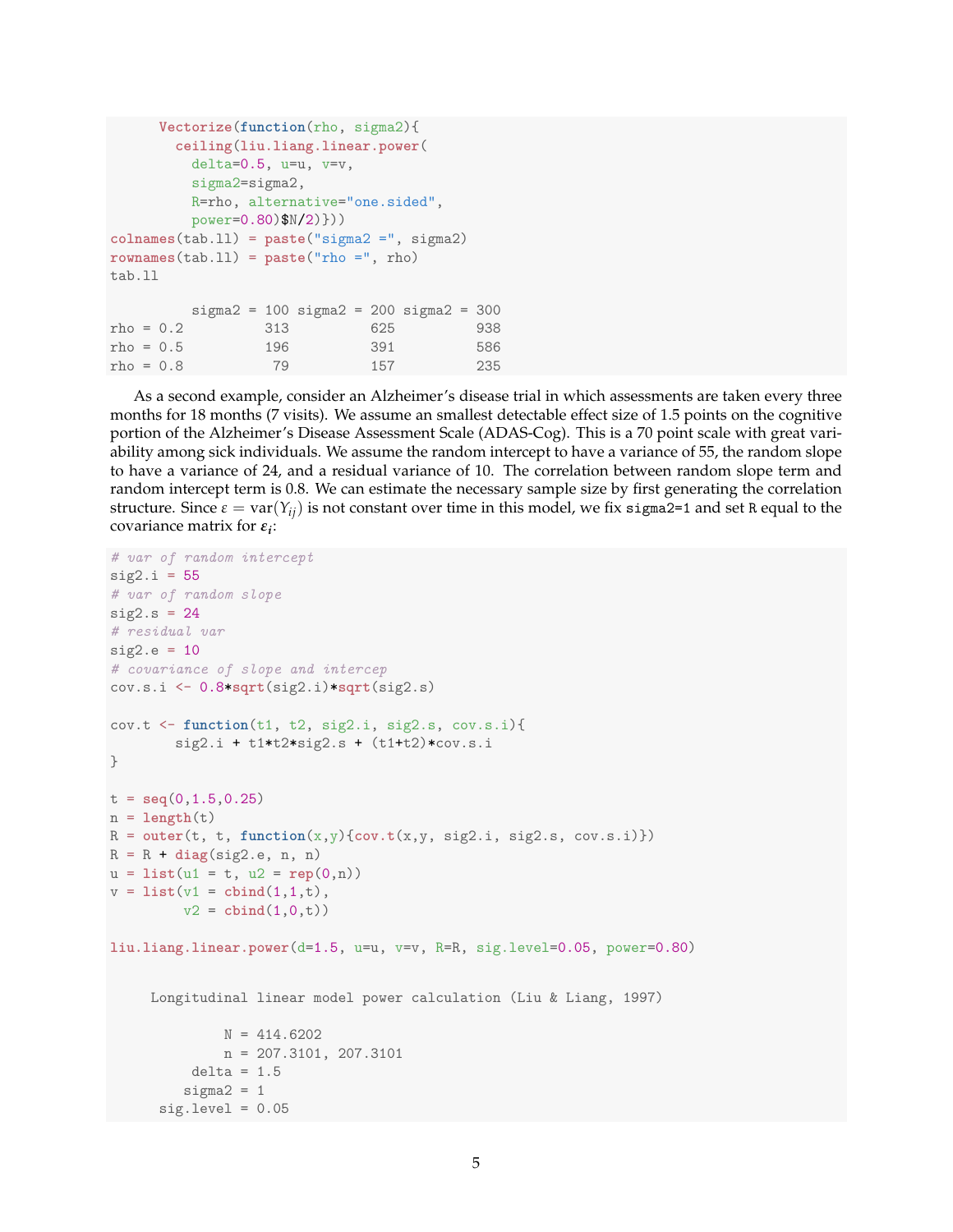```
    Vectorize(function(rho, sigma2){
      ceiling(liu.liang.linear.power(
        delta=0.5, u=u, v=v,
        sigma2=sigma2,
        R=rho, alternative="one.sided",
        power=0.80)$N/2)}))
colnames(tab.ll) = paste("sigma2 =", sigma2)
rownames(tab.ll) = paste("rho =", rho)
tab.ll

          sigma2 = 100 sigma2 = 200 sigma2 = 300
rho = 0.2          313          625          938
rho = 0.5          196          391          586
rho = 0.8           79          157          235
```

As a second example, consider an Alzheimer's disease trial in which assessments are taken every three months for 18 months (7 visits). We assume an smallest detectable effect size of 1.5 points on the cognitive portion of the Alzheimer's Disease Assessment Scale (ADAS-Cog). This is a 70 point scale with great variability among sick individuals. We assume the random intercept to have a variance of 55, the random slope to have a variance of 24, and a residual variance of 10. The correlation between random slope term and random intercept term is 0.8. We can estimate the necessary sample size by first generating the correlation structure. Since $\varepsilon = \text{var}(Y_{ij})$ is not constant over time in this model, we fix `sigma2=1` and set `R` equal to the covariance matrix for $\boldsymbol{\varepsilon_i}$:

```
# var of random intercept
sig2.i = 55
# var of random slope
sig2.s = 24
# residual var
sig2.e = 10
# covariance of slope and intercep
cov.s.i <- 0.8*sqrt(sig2.i)*sqrt(sig2.s)

cov.t <- function(t1, t2, sig2.i, sig2.s, cov.s.i){
        sig2.i + t1*t2*sig2.s + (t1+t2)*cov.s.i
}

t = seq(0,1.5,0.25)
n = length(t)
R = outer(t, t, function(x,y){cov.t(x,y, sig2.i, sig2.s, cov.s.i)})
R = R + diag(sig2.e, n, n)
u = list(u1 = t, u2 = rep(0,n))
v = list(v1 = cbind(1,1,t),
         v2 = cbind(1,0,t))

liu.liang.linear.power(d=1.5, u=u, v=v, R=R, sig.level=0.05, power=0.80)


     Longitudinal linear model power calculation (Liu & Liang, 1997)

              N = 414.6202
              n = 207.3101, 207.3101
          delta = 1.5
         sigma2 = 1
      sig.level = 0.05
```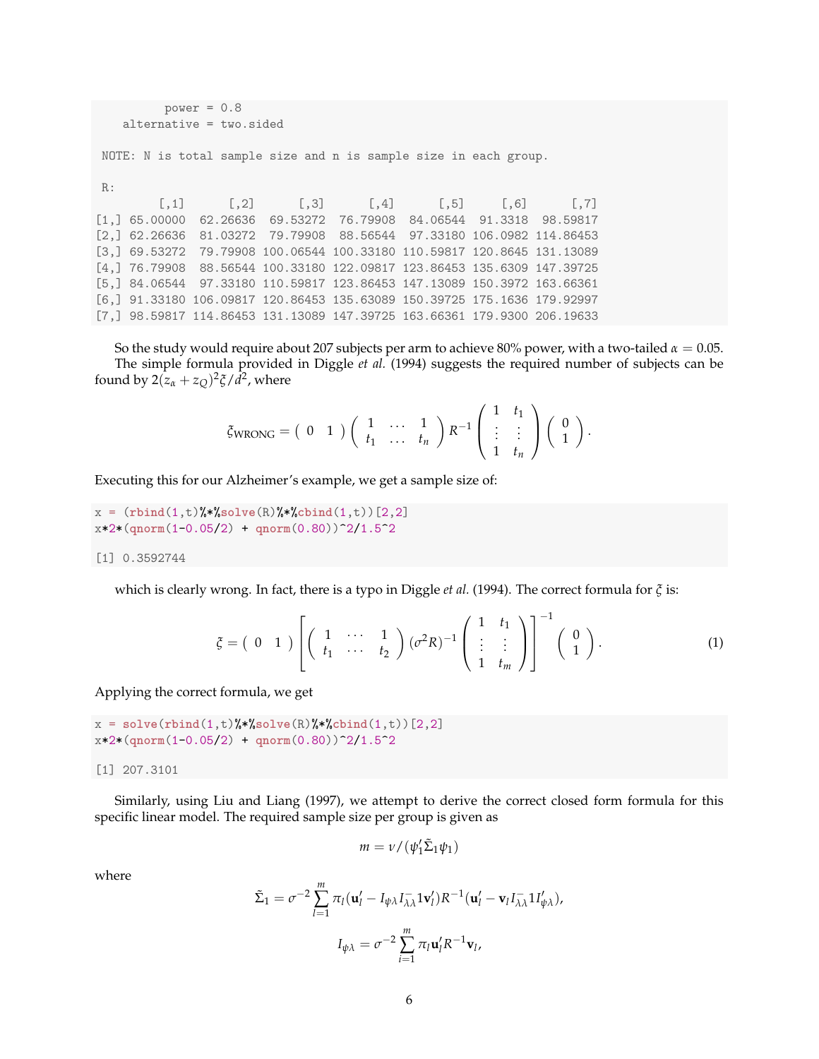```
         power = 0.8
   alternative = two.sided

NOTE: N is total sample size and n is sample size in each group.

R:
         [,1]      [,2]      [,3]      [,4]      [,5]     [,6]      [,7]
[1,] 65.00000  62.26636  69.53272  76.79908  84.06544  91.3318  98.59817
[2,] 62.26636  81.03272  79.79908  88.56544  97.33180 106.0982 114.86453
[3,] 69.53272  79.79908 100.06544 100.33180 110.59817 120.8645 131.13089
[4,] 76.79908  88.56544 100.33180 122.09817 123.86453 135.6309 147.39725
[5,] 84.06544  97.33180 110.59817 123.86453 147.13089 150.3972 163.66361
[6,] 91.33180 106.09817 120.86453 135.63089 150.39725 175.1636 179.92997
[7,] 98.59817 114.86453 131.13089 147.39725 163.66361 179.9300 206.19633
```

So the study would require about 207 subjects per arm to achieve 80% power, with a two-tailed $\alpha = 0.05$.

The simple formula provided in Diggle *et al.* (1994) suggests the required number of subjects can be found by $2(z_\alpha + z_Q)^2\xi/d^2$, where

$$\xi_{\text{WRONG}} = \begin{pmatrix} 0 & 1 \end{pmatrix} \begin{pmatrix} 1 & \dots & 1 \\ t_1 & \dots & t_n \end{pmatrix} R^{-1} \begin{pmatrix} 1 & t_1 \\ \vdots & \vdots \\ 1 & t_n \end{pmatrix} \begin{pmatrix} 0 \\ 1 \end{pmatrix}.$$

Executing this for our Alzheimer's example, we get a sample size of:

```
x = (rbind(1,t)%*%solve(R)%*%cbind(1,t))[2,2]
x*2*(qnorm(1-0.05/2) + qnorm(0.80))^2/1.5^2

[1] 0.3592744
```

which is clearly wrong. In fact, there is a typo in Diggle *et al.* (1994). The correct formula for $\xi$ is:

$$\xi = \begin{pmatrix} 0 & 1 \end{pmatrix} \left[ \begin{pmatrix} 1 & \cdots & 1 \\ t_1 & \cdots & t_2 \end{pmatrix} (\sigma^2 R)^{-1} \begin{pmatrix} 1 & t_1 \\ \vdots & \vdots \\ 1 & t_m \end{pmatrix} \right]^{-1} \begin{pmatrix} 0 \\ 1 \end{pmatrix}. \tag{1}$$

Applying the correct formula, we get

```
x = solve(rbind(1,t)%*%solve(R)%*%cbind(1,t))[2,2]
x*2*(qnorm(1-0.05/2) + qnorm(0.80))^2/1.5^2

[1] 207.3101
```

Similarly, using Liu and Liang (1997), we attempt to derive the correct closed form formula for this specific linear model. The required sample size per group is given as

$$m = \nu / (\psi_1' \tilde{\Sigma}_1 \psi_1)$$

where

$$\tilde{\Sigma}_1 = \sigma^{-2} \sum_{l=1}^{m} \pi_l (\mathbf{u}_l' - I_{\psi\lambda} I_{\lambda\lambda}^{-} 1 \mathbf{v}_l') R^{-1} (\mathbf{u}_l' - \mathbf{v}_l I_{\lambda\lambda}^{-} 1 I_{\psi\lambda}'),$$

$$I_{\psi\lambda} = \sigma^{-2} \sum_{i=1}^{m} \pi_l \mathbf{u}_l' R^{-1} \mathbf{v}_l,$$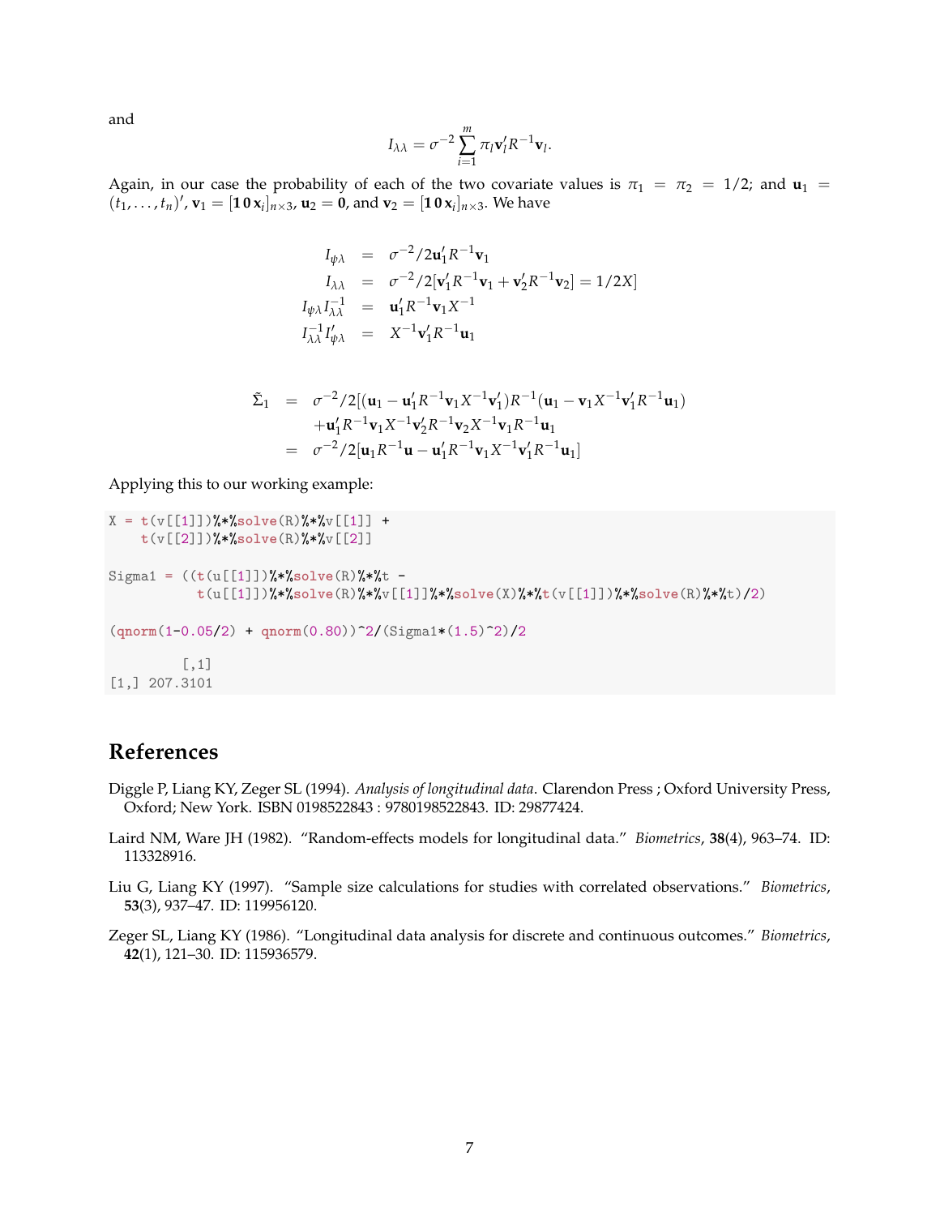and

$$I_{\lambda\lambda} = \sigma^{-2} \sum_{i=1}^{m} \pi_l \mathbf{v}_l' R^{-1} \mathbf{v}_l.$$

Again, in our case the probability of each of the two covariate values is $\pi_1 = \pi_2 = 1/2$; and $\mathbf{u}_1 = (t_1, \ldots, t_n)'$, $\mathbf{v}_1 = [\mathbf{1}\,\mathbf{0}\,\mathbf{x}_i]_{n\times 3}$, $\mathbf{u}_2 = \mathbf{0}$, and $\mathbf{v}_2 = [\mathbf{1}\,\mathbf{0}\,\mathbf{x}_i]_{n\times 3}$. We have

$$\begin{aligned}
I_{\psi\lambda} &= \sigma^{-2}/2\mathbf{u}_1' R^{-1}\mathbf{v}_1 \\
I_{\lambda\lambda} &= \sigma^{-2}/2[\mathbf{v}_1' R^{-1}\mathbf{v}_1 + \mathbf{v}_2' R^{-1}\mathbf{v}_2] = 1/2X] \\
I_{\psi\lambda} I_{\lambda\lambda}^{-1} &= \mathbf{u}_1' R^{-1}\mathbf{v}_1 X^{-1} \\
I_{\lambda\lambda}^{-1} I_{\psi\lambda}' &= X^{-1}\mathbf{v}_1' R^{-1}\mathbf{u}_1
\end{aligned}$$

$$\begin{aligned}
\tilde{\Sigma}_1 &= \sigma^{-2}/2[(\mathbf{u}_1 - \mathbf{u}_1' R^{-1}\mathbf{v}_1 X^{-1}\mathbf{v}_1')R^{-1}(\mathbf{u}_1 - \mathbf{v}_1 X^{-1}\mathbf{v}_1' R^{-1}\mathbf{u}_1) \\
&\quad + \mathbf{u}_1' R^{-1}\mathbf{v}_1 X^{-1}\mathbf{v}_2' R^{-1}\mathbf{v}_2 X^{-1}\mathbf{v}_1 R^{-1}\mathbf{u}_1 \\
&= \sigma^{-2}/2[\mathbf{u}_1 R^{-1}\mathbf{u} - \mathbf{u}_1' R^{-1}\mathbf{v}_1 X^{-1}\mathbf{v}_1' R^{-1}\mathbf{u}_1]
\end{aligned}$$

Applying this to our working example:

```
X = t(v[[1]])%*%solve(R)%*%v[[1]] +
    t(v[[2]])%*%solve(R)%*%v[[2]]

Sigma1 = ((t(u[[1]])%*%solve(R)%*%t -
          t(u[[1]])%*%solve(R)%*%v[[1]]%*%solve(X)%*%t(v[[1]])%*%solve(R)%*%t)/2)

(qnorm(1-0.05/2) + qnorm(0.80))^2/(Sigma1*(1.5)^2)/2

         [,1]
[1,] 207.3101
```

# References

Diggle P, Liang KY, Zeger SL (1994). *Analysis of longitudinal data*. Clarendon Press ; Oxford University Press, Oxford; New York. ISBN 0198522843 : 9780198522843. ID: 29877424.

Laird NM, Ware JH (1982). "Random-effects models for longitudinal data." *Biometrics*, **38**(4), 963–74. ID: 113328916.

Liu G, Liang KY (1997). "Sample size calculations for studies with correlated observations." *Biometrics*, **53**(3), 937–47. ID: 119956120.

Zeger SL, Liang KY (1986). "Longitudinal data analysis for discrete and continuous outcomes." *Biometrics*, **42**(1), 121–30. ID: 115936579.